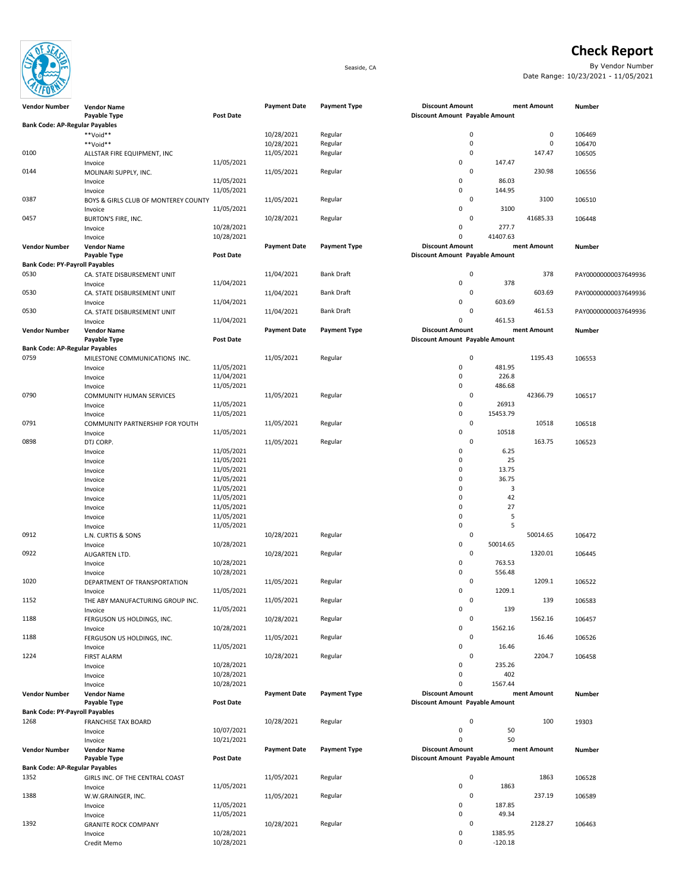# Check Report

Seaside, CA

By Vendor Number
Date Range: 10/23/2021 - 11/05/2021

| Vendor Number | Vendor Name / Payable Type | Post Date | Payment Date | Payment Type | Discount Amount | Payable Amount / Payment Amount | Number |
|---|---|---|---|---|---|---|---|
| **Bank Code: AP-Regular Payables** | | | | | | | |
| | **Void** | | 10/28/2021 | Regular | 0 | 0 | 106469 |
| | **Void** | | 10/28/2021 | Regular | 0 | 0 | 106470 |
| 0100 | ALLSTAR FIRE EQUIPMENT, INC | | 11/05/2021 | Regular | 0 | 147.47 | 106505 |
| | Invoice | 11/05/2021 | | | 0 | 147.47 | |
| 0144 | MOLINARI SUPPLY, INC. | | 11/05/2021 | Regular | 0 | 230.98 | 106556 |
| | Invoice | 11/05/2021 | | | 0 | 86.03 | |
| | Invoice | 11/05/2021 | | | 0 | 144.95 | |
| 0387 | BOYS & GIRLS CLUB OF MONTEREY COUNTY | | 11/05/2021 | Regular | 0 | 3100 | 106510 |
| | Invoice | 11/05/2021 | | | 0 | 3100 | |
| 0457 | BURTON'S FIRE, INC. | | 10/28/2021 | Regular | 0 | 41685.33 | 106448 |
| | Invoice | 10/28/2021 | | | 0 | 277.7 | |
| | Invoice | 10/28/2021 | | | 0 | 41407.63 | |
| **Bank Code: PY-Payroll Payables** | | | | | | | |
| 0530 | CA. STATE DISBURSEMENT UNIT | | 11/04/2021 | Bank Draft | 0 | 378 | PAY00000000037649936 |
| | Invoice | 11/04/2021 | | | 0 | 378 | |
| 0530 | CA. STATE DISBURSEMENT UNIT | | 11/04/2021 | Bank Draft | 0 | 603.69 | PAY00000000037649936 |
| | Invoice | 11/04/2021 | | | 0 | 603.69 | |
| 0530 | CA. STATE DISBURSEMENT UNIT | | 11/04/2021 | Bank Draft | 0 | 461.53 | PAY00000000037649936 |
| | Invoice | 11/04/2021 | | | 0 | 461.53 | |
| **Bank Code: AP-Regular Payables** | | | | | | | |
| 0759 | MILESTONE COMMUNICATIONS INC. | | 11/05/2021 | Regular | 0 | 1195.43 | 106553 |
| | Invoice | 11/05/2021 | | | 0 | 481.95 | |
| | Invoice | 11/04/2021 | | | 0 | 226.8 | |
| | Invoice | 11/05/2021 | | | 0 | 486.68 | |
| 0790 | COMMUNITY HUMAN SERVICES | | 11/05/2021 | Regular | 0 | 42366.79 | 106517 |
| | Invoice | 11/05/2021 | | | 0 | 26913 | |
| | Invoice | 11/05/2021 | | | 0 | 15453.79 | |
| 0791 | COMMUNITY PARTNERSHIP FOR YOUTH | | 11/05/2021 | Regular | 0 | 10518 | 106518 |
| | Invoice | 11/05/2021 | | | 0 | 10518 | |
| 0898 | DTJ CORP. | | 11/05/2021 | Regular | 0 | 163.75 | 106523 |
| | Invoice | 11/05/2021 | | | 0 | 6.25 | |
| | Invoice | 11/05/2021 | | | 0 | 25 | |
| | Invoice | 11/05/2021 | | | 0 | 13.75 | |
| | Invoice | 11/05/2021 | | | 0 | 36.75 | |
| | Invoice | 11/05/2021 | | | 0 | 3 | |
| | Invoice | 11/05/2021 | | | 0 | 42 | |
| | Invoice | 11/05/2021 | | | 0 | 27 | |
| | Invoice | 11/05/2021 | | | 0 | 5 | |
| | Invoice | 11/05/2021 | | | 0 | 5 | |
| 0912 | L.N. CURTIS & SONS | | 10/28/2021 | Regular | 0 | 50014.65 | 106472 |
| | Invoice | 10/28/2021 | | | 0 | 50014.65 | |
| 0922 | AUGARTEN LTD. | | 10/28/2021 | Regular | 0 | 1320.01 | 106445 |
| | Invoice | 10/28/2021 | | | 0 | 763.53 | |
| | Invoice | 10/28/2021 | | | 0 | 556.48 | |
| 1020 | DEPARTMENT OF TRANSPORTATION | | 11/05/2021 | Regular | 0 | 1209.1 | 106522 |
| | Invoice | 11/05/2021 | | | 0 | 1209.1 | |
| 1152 | THE ABY MANUFACTURING GROUP INC. | | 11/05/2021 | Regular | 0 | 139 | 106583 |
| | Invoice | 11/05/2021 | | | 0 | 139 | |
| 1188 | FERGUSON US HOLDINGS, INC. | | 10/28/2021 | Regular | 0 | 1562.16 | 106457 |
| | Invoice | 10/28/2021 | | | 0 | 1562.16 | |
| 1188 | FERGUSON US HOLDINGS, INC. | | 11/05/2021 | Regular | 0 | 16.46 | 106526 |
| | Invoice | 11/05/2021 | | | 0 | 16.46 | |
| 1224 | FIRST ALARM | | 10/28/2021 | Regular | 0 | 2204.7 | 106458 |
| | Invoice | 10/28/2021 | | | 0 | 235.26 | |
| | Invoice | 10/28/2021 | | | 0 | 402 | |
| | Invoice | 10/28/2021 | | | 0 | 1567.44 | |
| **Bank Code: PY-Payroll Payables** | | | | | | | |
| 1268 | FRANCHISE TAX BOARD | | 10/28/2021 | Regular | 0 | 100 | 19303 |
| | Invoice | 10/07/2021 | | | 0 | 50 | |
| | Invoice | 10/21/2021 | | | 0 | 50 | |
| **Bank Code: AP-Regular Payables** | | | | | | | |
| 1352 | GIRLS INC. OF THE CENTRAL COAST | | 11/05/2021 | Regular | 0 | 1863 | 106528 |
| | Invoice | 11/05/2021 | | | 0 | 1863 | |
| 1388 | W.W.GRAINGER, INC. | | 11/05/2021 | Regular | 0 | 237.19 | 106589 |
| | Invoice | 11/05/2021 | | | 0 | 187.85 | |
| | Invoice | 11/05/2021 | | | 0 | 49.34 | |
| 1392 | GRANITE ROCK COMPANY | | 10/28/2021 | Regular | 0 | 2128.27 | 106463 |
| | Invoice | 10/28/2021 | | | 0 | 1385.95 | |
| | Credit Memo | 10/28/2021 | | | 0 | -120.18 | |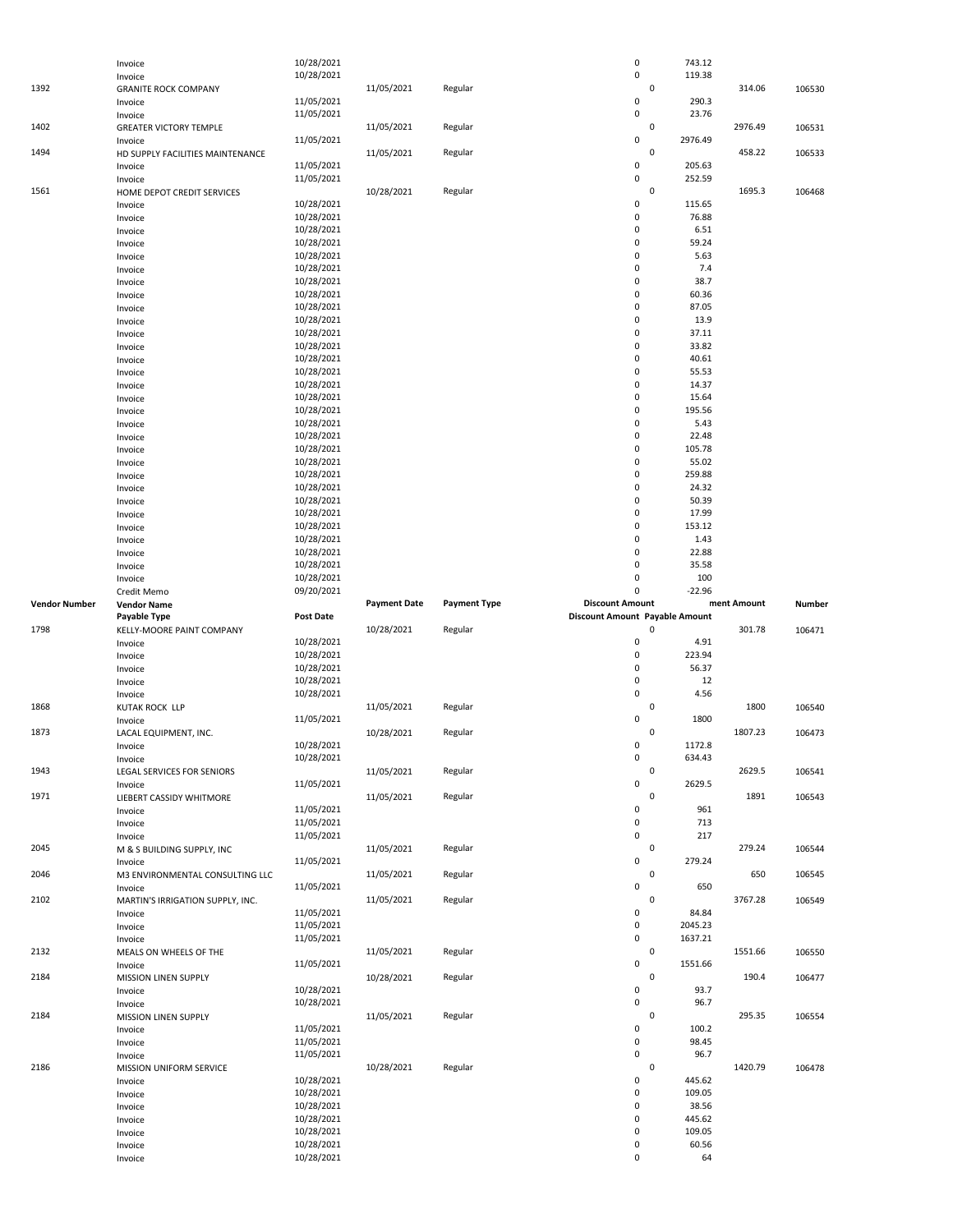| Vendor Number | Vendor Name | Payment Date | Payment Type | Discount Amount | Payment Amount | Number |
|---|---|---|---|---|---|---|
| | Payable Type | Post Date | | Discount Amount | Payable Amount | |
| | Invoice | 10/28/2021 | | 0 | 743.12 | |
| | Invoice | 10/28/2021 | | 0 | 119.38 | |
| 1392 | GRANITE ROCK COMPANY | 11/05/2021 | Regular | 0 | 314.06 | 106530 |
| | Invoice | 11/05/2021 | | 0 | 290.3 | |
| | Invoice | 11/05/2021 | | 0 | 23.76 | |
| 1402 | GREATER VICTORY TEMPLE | 11/05/2021 | Regular | 0 | 2976.49 | 106531 |
| | Invoice | 11/05/2021 | | 0 | 2976.49 | |
| 1494 | HD SUPPLY FACILITIES MAINTENANCE | 11/05/2021 | Regular | 0 | 458.22 | 106533 |
| | Invoice | 11/05/2021 | | 0 | 205.63 | |
| | Invoice | 11/05/2021 | | 0 | 252.59 | |
| 1561 | HOME DEPOT CREDIT SERVICES | 10/28/2021 | Regular | 0 | 1695.3 | 106468 |
| | Invoice | 10/28/2021 | | 0 | 115.65 | |
| | Invoice | 10/28/2021 | | 0 | 76.88 | |
| | Invoice | 10/28/2021 | | 0 | 6.51 | |
| | Invoice | 10/28/2021 | | 0 | 59.24 | |
| | Invoice | 10/28/2021 | | 0 | 5.63 | |
| | Invoice | 10/28/2021 | | 0 | 7.4 | |
| | Invoice | 10/28/2021 | | 0 | 38.7 | |
| | Invoice | 10/28/2021 | | 0 | 60.36 | |
| | Invoice | 10/28/2021 | | 0 | 87.05 | |
| | Invoice | 10/28/2021 | | 0 | 13.9 | |
| | Invoice | 10/28/2021 | | 0 | 37.11 | |
| | Invoice | 10/28/2021 | | 0 | 33.82 | |
| | Invoice | 10/28/2021 | | 0 | 40.61 | |
| | Invoice | 10/28/2021 | | 0 | 55.53 | |
| | Invoice | 10/28/2021 | | 0 | 14.37 | |
| | Invoice | 10/28/2021 | | 0 | 15.64 | |
| | Invoice | 10/28/2021 | | 0 | 195.56 | |
| | Invoice | 10/28/2021 | | 0 | 5.43 | |
| | Invoice | 10/28/2021 | | 0 | 22.48 | |
| | Invoice | 10/28/2021 | | 0 | 105.78 | |
| | Invoice | 10/28/2021 | | 0 | 55.02 | |
| | Invoice | 10/28/2021 | | 0 | 259.88 | |
| | Invoice | 10/28/2021 | | 0 | 24.32 | |
| | Invoice | 10/28/2021 | | 0 | 50.39 | |
| | Invoice | 10/28/2021 | | 0 | 17.99 | |
| | Invoice | 10/28/2021 | | 0 | 153.12 | |
| | Invoice | 10/28/2021 | | 0 | 1.43 | |
| | Invoice | 10/28/2021 | | 0 | 22.88 | |
| | Invoice | 10/28/2021 | | 0 | 35.58 | |
| | Invoice | 10/28/2021 | | 0 | 100 | |
| | Credit Memo | 09/20/2021 | | 0 | -22.96 | |
| 1798 | KELLY-MOORE PAINT COMPANY | 10/28/2021 | Regular | 0 | 301.78 | 106471 |
| | Invoice | 10/28/2021 | | 0 | 4.91 | |
| | Invoice | 10/28/2021 | | 0 | 223.94 | |
| | Invoice | 10/28/2021 | | 0 | 56.37 | |
| | Invoice | 10/28/2021 | | 0 | 12 | |
| | Invoice | 10/28/2021 | | 0 | 4.56 | |
| 1868 | KUTAK ROCK LLP | 11/05/2021 | Regular | 0 | 1800 | 106540 |
| | Invoice | 11/05/2021 | | 0 | 1800 | |
| 1873 | LACAL EQUIPMENT, INC. | 10/28/2021 | Regular | 0 | 1807.23 | 106473 |
| | Invoice | 10/28/2021 | | 0 | 1172.8 | |
| | Invoice | 10/28/2021 | | 0 | 634.43 | |
| 1943 | LEGAL SERVICES FOR SENIORS | 11/05/2021 | Regular | 0 | 2629.5 | 106541 |
| | Invoice | 11/05/2021 | | 0 | 2629.5 | |
| 1971 | LIEBERT CASSIDY WHITMORE | 11/05/2021 | Regular | 0 | 1891 | 106543 |
| | Invoice | 11/05/2021 | | 0 | 961 | |
| | Invoice | 11/05/2021 | | 0 | 713 | |
| | Invoice | 11/05/2021 | | 0 | 217 | |
| 2045 | M & S BUILDING SUPPLY, INC | 11/05/2021 | Regular | 0 | 279.24 | 106544 |
| | Invoice | 11/05/2021 | | 0 | 279.24 | |
| 2046 | M3 ENVIRONMENTAL CONSULTING LLC | 11/05/2021 | Regular | 0 | 650 | 106545 |
| | Invoice | 11/05/2021 | | 0 | 650 | |
| 2102 | MARTIN'S IRRIGATION SUPPLY, INC. | 11/05/2021 | Regular | 0 | 3767.28 | 106549 |
| | Invoice | 11/05/2021 | | 0 | 84.84 | |
| | Invoice | 11/05/2021 | | 0 | 2045.23 | |
| | Invoice | 11/05/2021 | | 0 | 1637.21 | |
| 2132 | MEALS ON WHEELS OF THE | 11/05/2021 | Regular | 0 | 1551.66 | 106550 |
| | Invoice | 11/05/2021 | | 0 | 1551.66 | |
| 2184 | MISSION LINEN SUPPLY | 10/28/2021 | Regular | 0 | 190.4 | 106477 |
| | Invoice | 10/28/2021 | | 0 | 93.7 | |
| | Invoice | 10/28/2021 | | 0 | 96.7 | |
| 2184 | MISSION LINEN SUPPLY | 11/05/2021 | Regular | 0 | 295.35 | 106554 |
| | Invoice | 11/05/2021 | | 0 | 100.2 | |
| | Invoice | 11/05/2021 | | 0 | 98.45 | |
| | Invoice | 11/05/2021 | | 0 | 96.7 | |
| 2186 | MISSION UNIFORM SERVICE | 10/28/2021 | Regular | 0 | 1420.79 | 106478 |
| | Invoice | 10/28/2021 | | 0 | 445.62 | |
| | Invoice | 10/28/2021 | | 0 | 109.05 | |
| | Invoice | 10/28/2021 | | 0 | 38.56 | |
| | Invoice | 10/28/2021 | | 0 | 445.62 | |
| | Invoice | 10/28/2021 | | 0 | 109.05 | |
| | Invoice | 10/28/2021 | | 0 | 60.56 | |
| | Invoice | 10/28/2021 | | 0 | 64 | |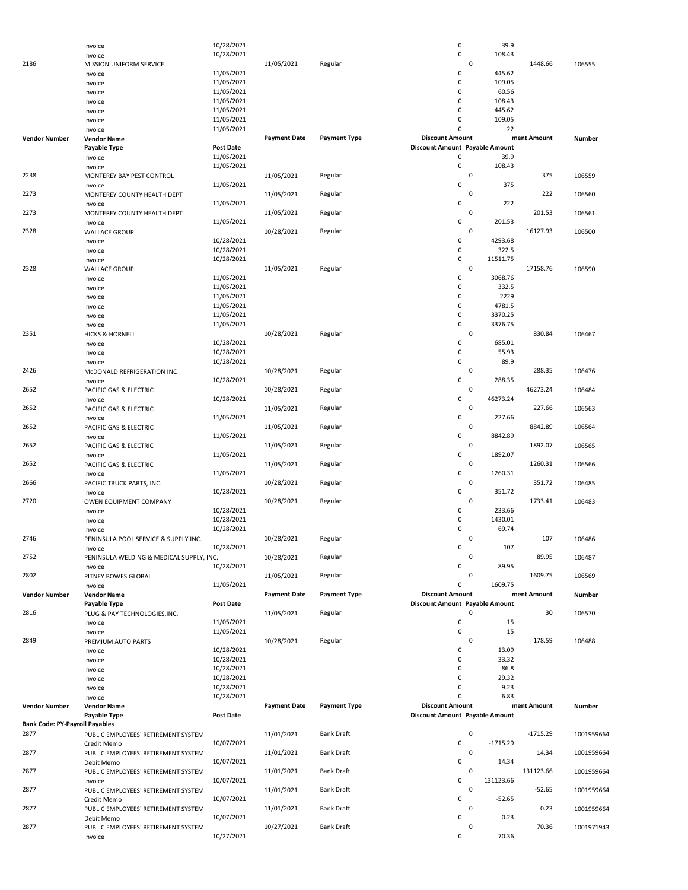| Vendor Number | Vendor Name | Payment Date | Payment Type | Discount Amount | Payment Amount | Number |
|---|---|---|---|---|---|---|
| | Invoice | 10/28/2021 | | 0 | 39.9 | |
| | Invoice | 10/28/2021 | | 0 | 108.43 | |
| 2186 | MISSION UNIFORM SERVICE | 11/05/2021 | Regular | 0 | 1448.66 | 106555 |
| | Invoice | 11/05/2021 | | 0 | 445.62 | |
| | Invoice | 11/05/2021 | | 0 | 109.05 | |
| | Invoice | 11/05/2021 | | 0 | 60.56 | |
| | Invoice | 11/05/2021 | | 0 | 108.43 | |
| | Invoice | 11/05/2021 | | 0 | 445.62 | |
| | Invoice | 11/05/2021 | | 0 | 109.05 | |
| | Invoice | 11/05/2021 | | 0 | 22 | |

| Vendor Number | Vendor Name / Payable Type | Payment Date / Post Date | Payment Type | Discount Amount | Payable Amount / Payment Amount | Number |
|---|---|---|---|---|---|---|
| | Invoice | 11/05/2021 | | 0 | 39.9 | |
| | Invoice | 11/05/2021 | | 0 | 108.43 | |
| 2238 | MONTEREY BAY PEST CONTROL | 11/05/2021 | Regular | 0 | 375 | 106559 |
| | Invoice | 11/05/2021 | | 0 | 375 | |
| 2273 | MONTEREY COUNTY HEALTH DEPT | 11/05/2021 | Regular | 0 | 222 | 106560 |
| | Invoice | 11/05/2021 | | 0 | 222 | |
| 2273 | MONTEREY COUNTY HEALTH DEPT | 11/05/2021 | Regular | 0 | 201.53 | 106561 |
| | Invoice | 11/05/2021 | | 0 | 201.53 | |
| 2328 | WALLACE GROUP | 10/28/2021 | Regular | 0 | 16127.93 | 106500 |
| | Invoice | 10/28/2021 | | 0 | 4293.68 | |
| | Invoice | 10/28/2021 | | 0 | 322.5 | |
| | Invoice | 10/28/2021 | | 0 | 11511.75 | |
| 2328 | WALLACE GROUP | 11/05/2021 | Regular | 0 | 17158.76 | 106590 |
| | Invoice | 11/05/2021 | | 0 | 3068.76 | |
| | Invoice | 11/05/2021 | | 0 | 332.5 | |
| | Invoice | 11/05/2021 | | 0 | 2229 | |
| | Invoice | 11/05/2021 | | 0 | 4781.5 | |
| | Invoice | 11/05/2021 | | 0 | 3370.25 | |
| | Invoice | 11/05/2021 | | 0 | 3376.75 | |
| 2351 | HICKS & HORNELL | 10/28/2021 | Regular | 0 | 830.84 | 106467 |
| | Invoice | 10/28/2021 | | 0 | 685.01 | |
| | Invoice | 10/28/2021 | | 0 | 55.93 | |
| | Invoice | 10/28/2021 | | 0 | 89.9 | |
| 2426 | McDONALD REFRIGERATION INC | 10/28/2021 | Regular | 0 | 288.35 | 106476 |
| | Invoice | 10/28/2021 | | 0 | 288.35 | |
| 2652 | PACIFIC GAS & ELECTRIC | 10/28/2021 | Regular | 0 | 46273.24 | 106484 |
| | Invoice | 10/28/2021 | | 0 | 46273.24 | |
| 2652 | PACIFIC GAS & ELECTRIC | 11/05/2021 | Regular | 0 | 227.66 | 106563 |
| | Invoice | 11/05/2021 | | 0 | 227.66 | |
| 2652 | PACIFIC GAS & ELECTRIC | 11/05/2021 | Regular | 0 | 8842.89 | 106564 |
| | Invoice | 11/05/2021 | | 0 | 8842.89 | |
| 2652 | PACIFIC GAS & ELECTRIC | 11/05/2021 | Regular | 0 | 1892.07 | 106565 |
| | Invoice | 11/05/2021 | | 0 | 1892.07 | |
| 2652 | PACIFIC GAS & ELECTRIC | 11/05/2021 | Regular | 0 | 1260.31 | 106566 |
| | Invoice | 11/05/2021 | | 0 | 1260.31 | |
| 2666 | PACIFIC TRUCK PARTS, INC. | 10/28/2021 | Regular | 0 | 351.72 | 106485 |
| | Invoice | 10/28/2021 | | 0 | 351.72 | |
| 2720 | OWEN EQUIPMENT COMPANY | 10/28/2021 | Regular | 0 | 1733.41 | 106483 |
| | Invoice | 10/28/2021 | | 0 | 233.66 | |
| | Invoice | 10/28/2021 | | 0 | 1430.01 | |
| | Invoice | 10/28/2021 | | 0 | 69.74 | |
| 2746 | PENINSULA POOL SERVICE & SUPPLY INC. | 10/28/2021 | Regular | 0 | 107 | 106486 |
| | Invoice | 10/28/2021 | | 0 | 107 | |
| 2752 | PENINSULA WELDING & MEDICAL SUPPLY, INC. | 10/28/2021 | Regular | 0 | 89.95 | 106487 |
| | Invoice | 10/28/2021 | | 0 | 89.95 | |
| 2802 | PITNEY BOWES GLOBAL | 11/05/2021 | Regular | 0 | 1609.75 | 106569 |
| | Invoice | 11/05/2021 | | 0 | 1609.75 | |

| Vendor Number | Vendor Name / Payable Type | Payment Date / Post Date | Payment Type | Discount Amount | Payable Amount / Payment Amount | Number |
|---|---|---|---|---|---|---|
| 2816 | PLUG & PAY TECHNOLOGIES,INC. | 11/05/2021 | Regular | 0 | 30 | 106570 |
| | Invoice | 11/05/2021 | | 0 | 15 | |
| | Invoice | 11/05/2021 | | 0 | 15 | |
| 2849 | PREMIUM AUTO PARTS | 10/28/2021 | Regular | 0 | 178.59 | 106488 |
| | Invoice | 10/28/2021 | | 0 | 13.09 | |
| | Invoice | 10/28/2021 | | 0 | 33.32 | |
| | Invoice | 10/28/2021 | | 0 | 86.8 | |
| | Invoice | 10/28/2021 | | 0 | 29.32 | |
| | Invoice | 10/28/2021 | | 0 | 9.23 | |
| | Invoice | 10/28/2021 | | 0 | 6.83 | |

| Vendor Number | Vendor Name / Payable Type | Payment Date / Post Date | Payment Type | Discount Amount | Payable Amount / Payment Amount | Number |
|---|---|---|---|---|---|---|
| **Bank Code: PY-Payroll Payables** | | | | | | |
| 2877 | PUBLIC EMPLOYEES' RETIREMENT SYSTEM | 11/01/2021 | Bank Draft | 0 | -1715.29 | 1001959664 |
| | Credit Memo | 10/07/2021 | | 0 | -1715.29 | |
| 2877 | PUBLIC EMPLOYEES' RETIREMENT SYSTEM | 11/01/2021 | Bank Draft | 0 | 14.34 | 1001959664 |
| | Debit Memo | 10/07/2021 | | 0 | 14.34 | |
| 2877 | PUBLIC EMPLOYEES' RETIREMENT SYSTEM | 11/01/2021 | Bank Draft | 0 | 131123.66 | 1001959664 |
| | Invoice | 10/07/2021 | | 0 | 131123.66 | |
| 2877 | PUBLIC EMPLOYEES' RETIREMENT SYSTEM | 11/01/2021 | Bank Draft | 0 | -52.65 | 1001959664 |
| | Credit Memo | 10/07/2021 | | 0 | -52.65 | |
| 2877 | PUBLIC EMPLOYEES' RETIREMENT SYSTEM | 11/01/2021 | Bank Draft | 0 | 0.23 | 1001959664 |
| | Debit Memo | 10/07/2021 | | 0 | 0.23 | |
| 2877 | PUBLIC EMPLOYEES' RETIREMENT SYSTEM | 10/27/2021 | Bank Draft | 0 | 70.36 | 1001971943 |
| | Invoice | 10/27/2021 | | 0 | 70.36 | |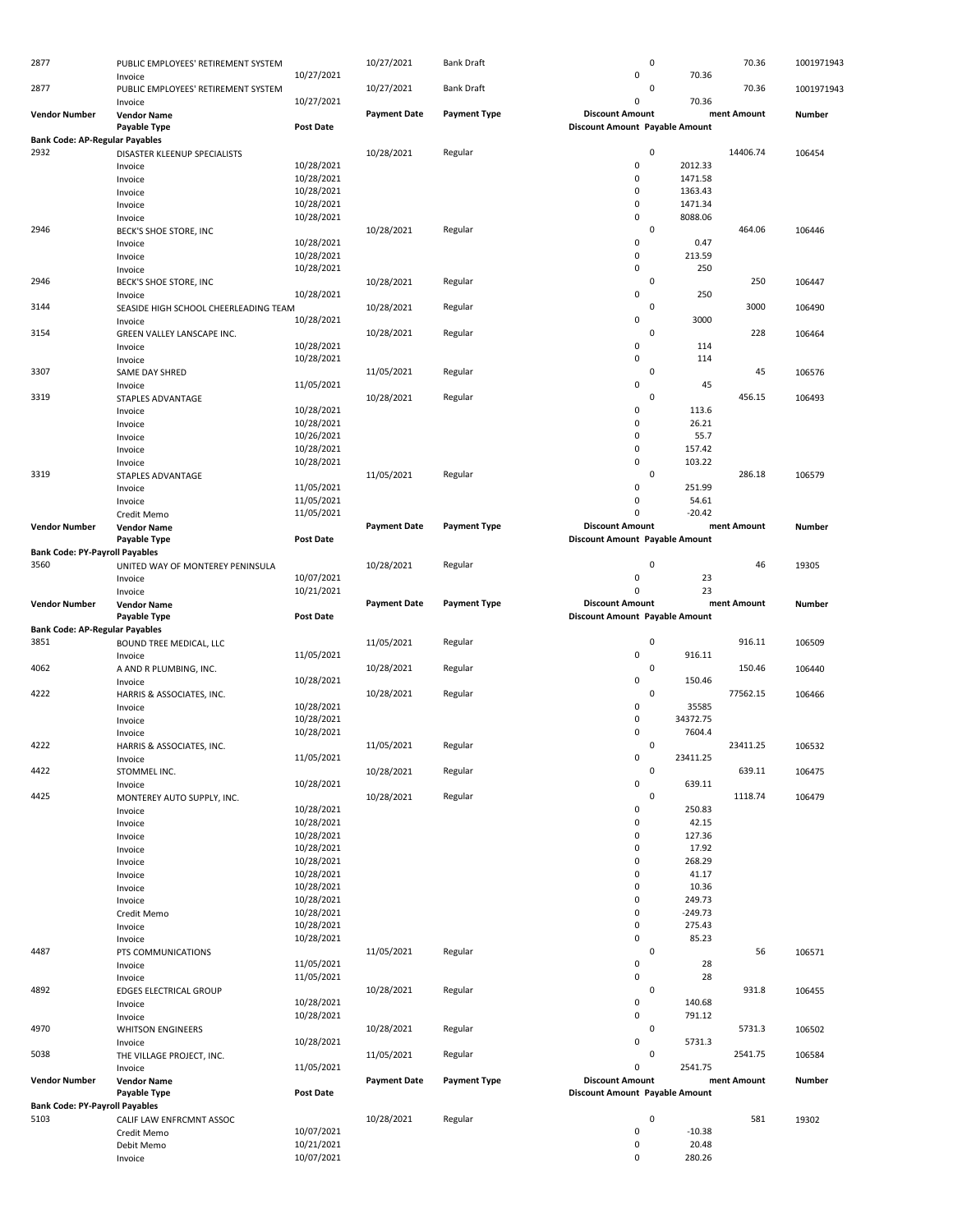| Vendor Number | Vendor Name | Post Date | Payment Date | Payment Type | Discount Amount | Payable Amount | Payment Amount | Number |
|---|---|---|---|---|---|---|---|---|
| 2877 | PUBLIC EMPLOYEES' RETIREMENT SYSTEM | | 10/27/2021 | Bank Draft | 0 | | 70.36 | 1001971943 |
| | Invoice | 10/27/2021 | | | 0 | 70.36 | | |
| 2877 | PUBLIC EMPLOYEES' RETIREMENT SYSTEM | | 10/27/2021 | Bank Draft | 0 | | 70.36 | 1001971943 |
| | Invoice | 10/27/2021 | | | 0 | 70.36 | | |
| **Vendor Number** | **Vendor Name** / **Payable Type** | **Post Date** | **Payment Date** | **Payment Type** | **Discount Amount** / **Discount Amount** | **Payable Amount** | **ment Amount** | **Number** |
| **Bank Code: AP-Regular Payables** | | | | | | | | |
| 2932 | DISASTER KLEENUP SPECIALISTS | | 10/28/2021 | Regular | 0 | | 14406.74 | 106454 |
| | Invoice | 10/28/2021 | | | 0 | 2012.33 | | |
| | Invoice | 10/28/2021 | | | 0 | 1471.58 | | |
| | Invoice | 10/28/2021 | | | 0 | 1363.43 | | |
| | Invoice | 10/28/2021 | | | 0 | 1471.34 | | |
| | Invoice | 10/28/2021 | | | 0 | 8088.06 | | |
| 2946 | BECK'S SHOE STORE, INC | | 10/28/2021 | Regular | 0 | | 464.06 | 106446 |
| | Invoice | 10/28/2021 | | | 0 | 0.47 | | |
| | Invoice | 10/28/2021 | | | 0 | 213.59 | | |
| | Invoice | 10/28/2021 | | | 0 | 250 | | |
| 2946 | BECK'S SHOE STORE, INC | | 10/28/2021 | Regular | 0 | | 250 | 106447 |
| | Invoice | 10/28/2021 | | | 0 | 250 | | |
| 3144 | SEASIDE HIGH SCHOOL CHEERLEADING TEAM | | 10/28/2021 | Regular | 0 | | 3000 | 106490 |
| | Invoice | 10/28/2021 | | | 0 | 3000 | | |
| 3154 | GREEN VALLEY LANSCAPE INC. | | 10/28/2021 | Regular | 0 | | 228 | 106464 |
| | Invoice | 10/28/2021 | | | 0 | 114 | | |
| | Invoice | 10/28/2021 | | | 0 | 114 | | |
| 3307 | SAME DAY SHRED | | 11/05/2021 | Regular | 0 | | 45 | 106576 |
| | Invoice | 11/05/2021 | | | 0 | 45 | | |
| 3319 | STAPLES ADVANTAGE | | 10/28/2021 | Regular | 0 | | 456.15 | 106493 |
| | Invoice | 10/28/2021 | | | 0 | 113.6 | | |
| | Invoice | 10/28/2021 | | | 0 | 26.21 | | |
| | Invoice | 10/26/2021 | | | 0 | 55.7 | | |
| | Invoice | 10/28/2021 | | | 0 | 157.42 | | |
| | Invoice | 10/28/2021 | | | 0 | 103.22 | | |
| 3319 | STAPLES ADVANTAGE | | 11/05/2021 | Regular | 0 | | 286.18 | 106579 |
| | Invoice | 11/05/2021 | | | 0 | 251.99 | | |
| | Invoice | 11/05/2021 | | | 0 | 54.61 | | |
| | Credit Memo | 11/05/2021 | | | 0 | -20.42 | | |
| **Vendor Number** | **Vendor Name** / **Payable Type** | **Post Date** | **Payment Date** | **Payment Type** | **Discount Amount** / **Discount Amount** | **Payable Amount** | **ment Amount** | **Number** |
| **Bank Code: PY-Payroll Payables** | | | | | | | | |
| 3560 | UNITED WAY OF MONTEREY PENINSULA | | 10/28/2021 | Regular | 0 | | 46 | 19305 |
| | Invoice | 10/07/2021 | | | 0 | 23 | | |
| | Invoice | 10/21/2021 | | | 0 | 23 | | |
| **Vendor Number** | **Vendor Name** / **Payable Type** | **Post Date** | **Payment Date** | **Payment Type** | **Discount Amount** / **Discount Amount** | **Payable Amount** | **ment Amount** | **Number** |
| **Bank Code: AP-Regular Payables** | | | | | | | | |
| 3851 | BOUND TREE MEDICAL, LLC | | 11/05/2021 | Regular | 0 | | 916.11 | 106509 |
| | Invoice | 11/05/2021 | | | 0 | 916.11 | | |
| 4062 | A AND R PLUMBING, INC. | | 10/28/2021 | Regular | 0 | | 150.46 | 106440 |
| | Invoice | 10/28/2021 | | | 0 | 150.46 | | |
| 4222 | HARRIS & ASSOCIATES, INC. | | 10/28/2021 | Regular | 0 | | 77562.15 | 106466 |
| | Invoice | 10/28/2021 | | | 0 | 35585 | | |
| | Invoice | 10/28/2021 | | | 0 | 34372.75 | | |
| | Invoice | 10/28/2021 | | | 0 | 7604.4 | | |
| 4222 | HARRIS & ASSOCIATES, INC. | | 11/05/2021 | Regular | 0 | | 23411.25 | 106532 |
| | Invoice | 11/05/2021 | | | 0 | 23411.25 | | |
| 4422 | STOMMEL INC. | | 10/28/2021 | Regular | 0 | | 639.11 | 106475 |
| | Invoice | 10/28/2021 | | | 0 | 639.11 | | |
| 4425 | MONTEREY AUTO SUPPLY, INC. | | 10/28/2021 | Regular | 0 | | 1118.74 | 106479 |
| | Invoice | 10/28/2021 | | | 0 | 250.83 | | |
| | Invoice | 10/28/2021 | | | 0 | 42.15 | | |
| | Invoice | 10/28/2021 | | | 0 | 127.36 | | |
| | Invoice | 10/28/2021 | | | 0 | 17.92 | | |
| | Invoice | 10/28/2021 | | | 0 | 268.29 | | |
| | Invoice | 10/28/2021 | | | 0 | 41.17 | | |
| | Invoice | 10/28/2021 | | | 0 | 10.36 | | |
| | Invoice | 10/28/2021 | | | 0 | 249.73 | | |
| | Credit Memo | 10/28/2021 | | | 0 | -249.73 | | |
| | Invoice | 10/28/2021 | | | 0 | 275.43 | | |
| | Invoice | 10/28/2021 | | | 0 | 85.23 | | |
| 4487 | PTS COMMUNICATIONS | | 11/05/2021 | Regular | 0 | | 56 | 106571 |
| | Invoice | 11/05/2021 | | | 0 | 28 | | |
| | Invoice | 11/05/2021 | | | 0 | 28 | | |
| 4892 | EDGES ELECTRICAL GROUP | | 10/28/2021 | Regular | 0 | | 931.8 | 106455 |
| | Invoice | 10/28/2021 | | | 0 | 140.68 | | |
| | Invoice | 10/28/2021 | | | 0 | 791.12 | | |
| 4970 | WHITSON ENGINEERS | | 10/28/2021 | Regular | 0 | | 5731.3 | 106502 |
| | Invoice | 10/28/2021 | | | 0 | 5731.3 | | |
| 5038 | THE VILLAGE PROJECT, INC. | | 11/05/2021 | Regular | 0 | | 2541.75 | 106584 |
| | Invoice | 11/05/2021 | | | 0 | 2541.75 | | |
| **Vendor Number** | **Vendor Name** / **Payable Type** | **Post Date** | **Payment Date** | **Payment Type** | **Discount Amount** / **Discount Amount** | **Payable Amount** | **ment Amount** | **Number** |
| **Bank Code: PY-Payroll Payables** | | | | | | | | |
| 5103 | CALIF LAW ENFRCMNT ASSOC | | 10/28/2021 | Regular | 0 | | 581 | 19302 |
| | Credit Memo | 10/07/2021 | | | 0 | -10.38 | | |
| | Debit Memo | 10/21/2021 | | | 0 | 20.48 | | |
| | Invoice | 10/07/2021 | | | 0 | 280.26 | | |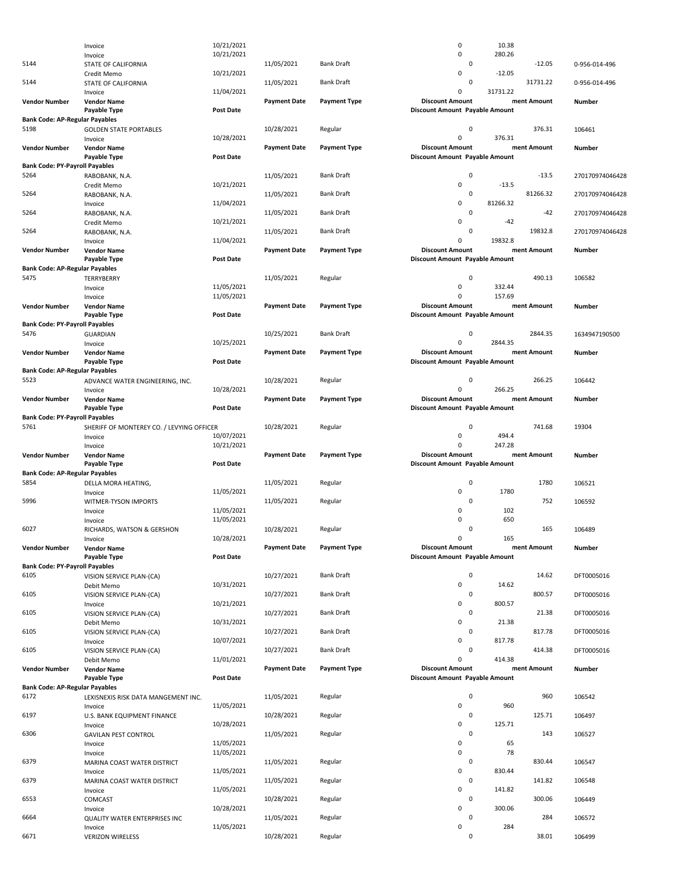| Vendor Number | Vendor Name / Payable Type | Post Date | Payment Date | Payment Type | Discount Amount | Payable Amount | Payment Amount | Number |
|---|---|---|---|---|---|---|---|---|
| | Invoice | 10/21/2021 | | | 0 | 10.38 | | |
| | Invoice | 10/21/2021 | | | 0 | 280.26 | | |
| 5144 | STATE OF CALIFORNIA | | 11/05/2021 | Bank Draft | 0 | | -12.05 | 0-956-014-496 |
| | Credit Memo | 10/21/2021 | | | 0 | -12.05 | | |
| 5144 | STATE OF CALIFORNIA | | 11/05/2021 | Bank Draft | 0 | | 31731.22 | 0-956-014-496 |
| | Invoice | 11/04/2021 | | | 0 | 31731.22 | | |
| **Vendor Number** | **Vendor Name** / **Payable Type** | **Post Date** | **Payment Date** | **Payment Type** | **Discount Amount** | **Payable Amount** | **ment Amount** | **Number** |
| **Bank Code: AP-Regular Payables** | | | | | | | | |
| 5198 | GOLDEN STATE PORTABLES | | 10/28/2021 | Regular | 0 | | 376.31 | 106461 |
| | Invoice | 10/28/2021 | | | 0 | 376.31 | | |
| **Vendor Number** | **Vendor Name** / **Payable Type** | **Post Date** | **Payment Date** | **Payment Type** | **Discount Amount** | **Payable Amount** | **ment Amount** | **Number** |
| **Bank Code: PY-Payroll Payables** | | | | | | | | |
| 5264 | RABOBANK, N.A. | | 11/05/2021 | Bank Draft | 0 | | -13.5 | 270170974046428 |
| | Credit Memo | 10/21/2021 | | | 0 | -13.5 | | |
| 5264 | RABOBANK, N.A. | | 11/05/2021 | Bank Draft | 0 | | 81266.32 | 270170974046428 |
| | Invoice | 11/04/2021 | | | 0 | 81266.32 | | |
| 5264 | RABOBANK, N.A. | | 11/05/2021 | Bank Draft | 0 | | -42 | 270170974046428 |
| | Credit Memo | 10/21/2021 | | | 0 | -42 | | |
| 5264 | RABOBANK, N.A. | | 11/05/2021 | Bank Draft | 0 | | 19832.8 | 270170974046428 |
| | Invoice | 11/04/2021 | | | 0 | 19832.8 | | |
| **Vendor Number** | **Vendor Name** / **Payable Type** | **Post Date** | **Payment Date** | **Payment Type** | **Discount Amount** | **Payable Amount** | **ment Amount** | **Number** |
| **Bank Code: AP-Regular Payables** | | | | | | | | |
| 5475 | TERRYBERRY | | 11/05/2021 | Regular | 0 | | 490.13 | 106582 |
| | Invoice | 11/05/2021 | | | 0 | 332.44 | | |
| | Invoice | 11/05/2021 | | | 0 | 157.69 | | |
| **Vendor Number** | **Vendor Name** / **Payable Type** | **Post Date** | **Payment Date** | **Payment Type** | **Discount Amount** | **Payable Amount** | **ment Amount** | **Number** |
| **Bank Code: PY-Payroll Payables** | | | | | | | | |
| 5476 | GUARDIAN | | 10/25/2021 | Bank Draft | 0 | | 2844.35 | 1634947190500 |
| | Invoice | 10/25/2021 | | | 0 | 2844.35 | | |
| **Vendor Number** | **Vendor Name** / **Payable Type** | **Post Date** | **Payment Date** | **Payment Type** | **Discount Amount** | **Payable Amount** | **ment Amount** | **Number** |
| **Bank Code: AP-Regular Payables** | | | | | | | | |
| 5523 | ADVANCE WATER ENGINEERING, INC. | | 10/28/2021 | Regular | 0 | | 266.25 | 106442 |
| | Invoice | 10/28/2021 | | | 0 | 266.25 | | |
| **Vendor Number** | **Vendor Name** / **Payable Type** | **Post Date** | **Payment Date** | **Payment Type** | **Discount Amount** | **Payable Amount** | **ment Amount** | **Number** |
| **Bank Code: PY-Payroll Payables** | | | | | | | | |
| 5761 | SHERIFF OF MONTEREY CO. / LEVYING OFFICER | | 10/28/2021 | Regular | 0 | | 741.68 | 19304 |
| | Invoice | 10/07/2021 | | | 0 | 494.4 | | |
| | Invoice | 10/21/2021 | | | 0 | 247.28 | | |
| **Vendor Number** | **Vendor Name** / **Payable Type** | **Post Date** | **Payment Date** | **Payment Type** | **Discount Amount** | **Payable Amount** | **ment Amount** | **Number** |
| **Bank Code: AP-Regular Payables** | | | | | | | | |
| 5854 | DELLA MORA HEATING, | | 11/05/2021 | Regular | 0 | | 1780 | 106521 |
| | Invoice | 11/05/2021 | | | 0 | 1780 | | |
| 5996 | WITMER-TYSON IMPORTS | | 11/05/2021 | Regular | 0 | | 752 | 106592 |
| | Invoice | 11/05/2021 | | | 0 | 102 | | |
| | Invoice | 11/05/2021 | | | 0 | 650 | | |
| 6027 | RICHARDS, WATSON & GERSHON | | 10/28/2021 | Regular | 0 | | 165 | 106489 |
| | Invoice | 10/28/2021 | | | 0 | 165 | | |
| **Vendor Number** | **Vendor Name** / **Payable Type** | **Post Date** | **Payment Date** | **Payment Type** | **Discount Amount** | **Payable Amount** | **ment Amount** | **Number** |
| **Bank Code: PY-Payroll Payables** | | | | | | | | |
| 6105 | VISION SERVICE PLAN-(CA) | | 10/27/2021 | Bank Draft | 0 | | 14.62 | DFT0005016 |
| | Debit Memo | 10/31/2021 | | | 0 | 14.62 | | |
| 6105 | VISION SERVICE PLAN-(CA) | | 10/27/2021 | Bank Draft | 0 | | 800.57 | DFT0005016 |
| | Invoice | 10/21/2021 | | | 0 | 800.57 | | |
| 6105 | VISION SERVICE PLAN-(CA) | | 10/27/2021 | Bank Draft | 0 | | 21.38 | DFT0005016 |
| | Debit Memo | 10/31/2021 | | | 0 | 21.38 | | |
| 6105 | VISION SERVICE PLAN-(CA) | | 10/27/2021 | Bank Draft | 0 | | 817.78 | DFT0005016 |
| | Invoice | 10/07/2021 | | | 0 | 817.78 | | |
| 6105 | VISION SERVICE PLAN-(CA) | | 10/27/2021 | Bank Draft | 0 | | 414.38 | DFT0005016 |
| | Debit Memo | 11/01/2021 | | | 0 | 414.38 | | |
| **Vendor Number** | **Vendor Name** / **Payable Type** | **Post Date** | **Payment Date** | **Payment Type** | **Discount Amount** | **Payable Amount** | **ment Amount** | **Number** |
| **Bank Code: AP-Regular Payables** | | | | | | | | |
| 6172 | LEXISNEXIS RISK DATA MANGEMENT INC. | | 11/05/2021 | Regular | 0 | | 960 | 106542 |
| | Invoice | 11/05/2021 | | | 0 | 960 | | |
| 6197 | U.S. BANK EQUIPMENT FINANCE | | 10/28/2021 | Regular | 0 | | 125.71 | 106497 |
| | Invoice | 10/28/2021 | | | 0 | 125.71 | | |
| 6306 | GAVILAN PEST CONTROL | | 11/05/2021 | Regular | 0 | | 143 | 106527 |
| | Invoice | 11/05/2021 | | | 0 | 65 | | |
| | Invoice | 11/05/2021 | | | 0 | 78 | | |
| 6379 | MARINA COAST WATER DISTRICT | | 11/05/2021 | Regular | 0 | | 830.44 | 106547 |
| | Invoice | 11/05/2021 | | | 0 | 830.44 | | |
| 6379 | MARINA COAST WATER DISTRICT | | 11/05/2021 | Regular | 0 | | 141.82 | 106548 |
| | Invoice | 11/05/2021 | | | 0 | 141.82 | | |
| 6553 | COMCAST | | 10/28/2021 | Regular | 0 | | 300.06 | 106449 |
| | Invoice | 10/28/2021 | | | 0 | 300.06 | | |
| 6664 | QUALITY WATER ENTERPRISES INC | | 11/05/2021 | Regular | 0 | | 284 | 106572 |
| | Invoice | 11/05/2021 | | | 0 | 284 | | |
| 6671 | VERIZON WIRELESS | | 10/28/2021 | Regular | 0 | | 38.01 | 106499 |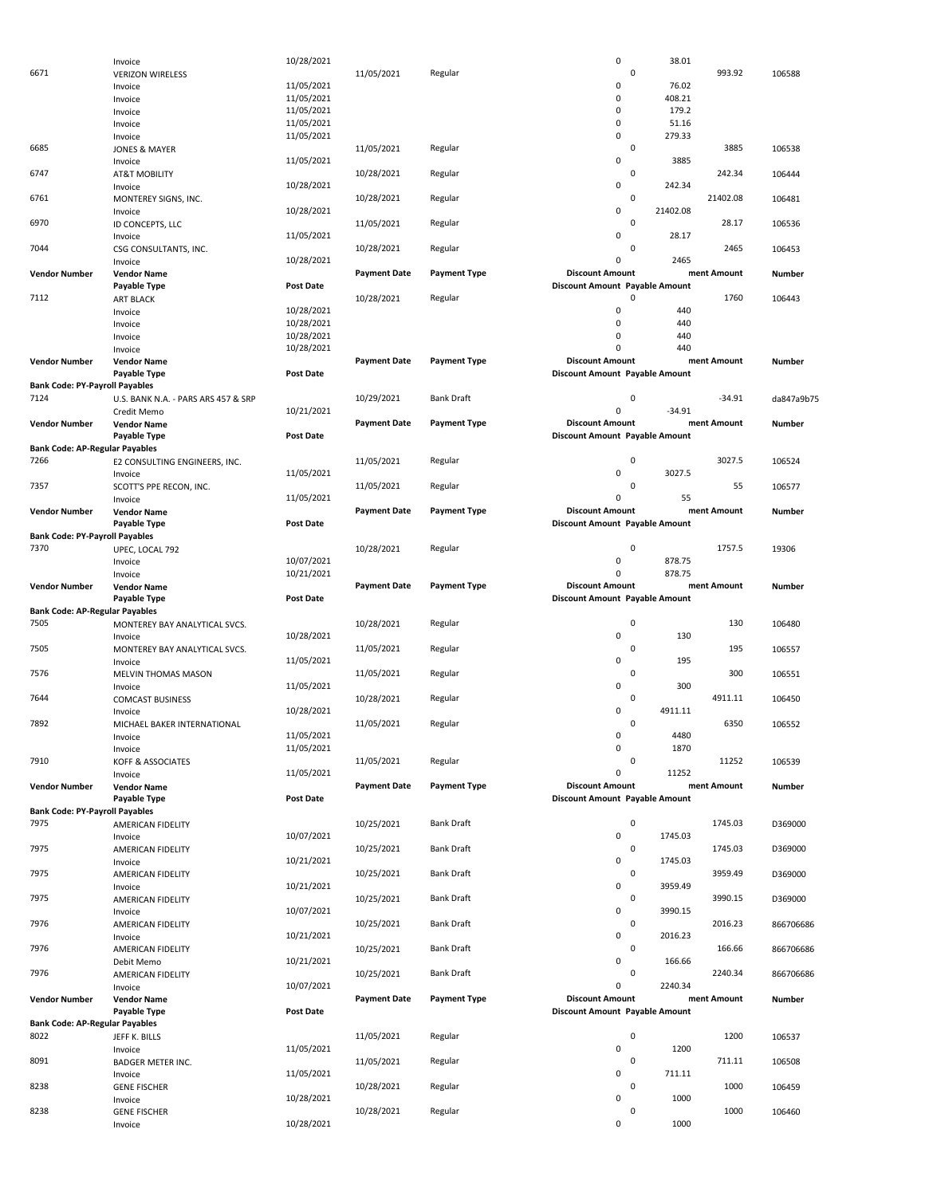| Vendor Number | Vendor Name | Post Date | Payment Date | Payment Type | Discount Amount | Payable Amount | ment Amount | Number |
|---|---|---|---|---|---|---|---|---|
| | Invoice | 10/28/2021 | | | 0 | 38.01 | | |
| 6671 | VERIZON WIRELESS | | 11/05/2021 | Regular | 0 | | 993.92 | 106588 |
| | Invoice | 11/05/2021 | | | 0 | 76.02 | | |
| | Invoice | 11/05/2021 | | | 0 | 408.21 | | |
| | Invoice | 11/05/2021 | | | 0 | 179.2 | | |
| | Invoice | 11/05/2021 | | | 0 | 51.16 | | |
| | Invoice | 11/05/2021 | | | 0 | 279.33 | | |
| 6685 | JONES & MAYER | | 11/05/2021 | Regular | 0 | | 3885 | 106538 |
| | Invoice | 11/05/2021 | | | 0 | 3885 | | |
| 6747 | AT&T MOBILITY | | 10/28/2021 | Regular | 0 | | 242.34 | 106444 |
| | Invoice | 10/28/2021 | | | 0 | 242.34 | | |
| 6761 | MONTEREY SIGNS, INC. | | 10/28/2021 | Regular | 0 | | 21402.08 | 106481 |
| | Invoice | 10/28/2021 | | | 0 | 21402.08 | | |
| 6970 | ID CONCEPTS, LLC | | 11/05/2021 | Regular | 0 | | 28.17 | 106536 |
| | Invoice | 11/05/2021 | | | 0 | 28.17 | | |
| 7044 | CSG CONSULTANTS, INC. | | 10/28/2021 | Regular | 0 | | 2465 | 106453 |
| | Invoice | 10/28/2021 | | | 0 | 2465 | | |

| Vendor Number | Vendor Name | Post Date | Payment Date | Payment Type | Discount Amount | Payable Amount | ment Amount | Number |
|---|---|---|---|---|---|---|---|---|
| 7112 | ART BLACK | | 10/28/2021 | Regular | 0 | | 1760 | 106443 |
| | Invoice | 10/28/2021 | | | 0 | 440 | | |
| | Invoice | 10/28/2021 | | | 0 | 440 | | |
| | Invoice | 10/28/2021 | | | 0 | 440 | | |
| | Invoice | 10/28/2021 | | | 0 | 440 | | |

**Bank Code: PY-Payroll Payables**

| Vendor Number | Vendor Name | Post Date | Payment Date | Payment Type | Discount Amount | Payable Amount | ment Amount | Number |
|---|---|---|---|---|---|---|---|---|
| 7124 | U.S. BANK N.A. - PARS ARS 457 & SRP | | 10/29/2021 | Bank Draft | 0 | | -34.91 | da847a9b75 |
| | Credit Memo | 10/21/2021 | | | 0 | -34.91 | | |

**Bank Code: AP-Regular Payables**

| Vendor Number | Vendor Name | Post Date | Payment Date | Payment Type | Discount Amount | Payable Amount | ment Amount | Number |
|---|---|---|---|---|---|---|---|---|
| 7266 | E2 CONSULTING ENGINEERS, INC. | | 11/05/2021 | Regular | 0 | | 3027.5 | 106524 |
| | Invoice | 11/05/2021 | | | 0 | 3027.5 | | |
| 7357 | SCOTT'S PPE RECON, INC. | | 11/05/2021 | Regular | 0 | | 55 | 106577 |
| | Invoice | 11/05/2021 | | | 0 | 55 | | |

**Bank Code: PY-Payroll Payables**

| Vendor Number | Vendor Name | Post Date | Payment Date | Payment Type | Discount Amount | Payable Amount | ment Amount | Number |
|---|---|---|---|---|---|---|---|---|
| 7370 | UPEC, LOCAL 792 | | 10/28/2021 | Regular | 0 | | 1757.5 | 19306 |
| | Invoice | 10/07/2021 | | | 0 | 878.75 | | |
| | Invoice | 10/21/2021 | | | 0 | 878.75 | | |

**Bank Code: AP-Regular Payables**

| Vendor Number | Vendor Name | Post Date | Payment Date | Payment Type | Discount Amount | Payable Amount | ment Amount | Number |
|---|---|---|---|---|---|---|---|---|
| 7505 | MONTEREY BAY ANALYTICAL SVCS. | | 10/28/2021 | Regular | 0 | | 130 | 106480 |
| | Invoice | 10/28/2021 | | | 0 | 130 | | |
| 7505 | MONTEREY BAY ANALYTICAL SVCS. | | 11/05/2021 | Regular | 0 | | 195 | 106557 |
| | Invoice | 11/05/2021 | | | 0 | 195 | | |
| 7576 | MELVIN THOMAS MASON | | 11/05/2021 | Regular | 0 | | 300 | 106551 |
| | Invoice | 11/05/2021 | | | 0 | 300 | | |
| 7644 | COMCAST BUSINESS | | 10/28/2021 | Regular | 0 | | 4911.11 | 106450 |
| | Invoice | 10/28/2021 | | | 0 | 4911.11 | | |
| 7892 | MICHAEL BAKER INTERNATIONAL | | 11/05/2021 | Regular | 0 | | 6350 | 106552 |
| | Invoice | 11/05/2021 | | | 0 | 4480 | | |
| | Invoice | 11/05/2021 | | | 0 | 1870 | | |
| 7910 | KOFF & ASSOCIATES | | 11/05/2021 | Regular | 0 | | 11252 | 106539 |
| | Invoice | 11/05/2021 | | | 0 | 11252 | | |

**Bank Code: PY-Payroll Payables**

| Vendor Number | Vendor Name | Post Date | Payment Date | Payment Type | Discount Amount | Payable Amount | ment Amount | Number |
|---|---|---|---|---|---|---|---|---|
| 7975 | AMERICAN FIDELITY | | 10/25/2021 | Bank Draft | 0 | | 1745.03 | D369000 |
| | Invoice | 10/07/2021 | | | 0 | 1745.03 | | |
| 7975 | AMERICAN FIDELITY | | 10/25/2021 | Bank Draft | 0 | | 1745.03 | D369000 |
| | Invoice | 10/21/2021 | | | 0 | 1745.03 | | |
| 7975 | AMERICAN FIDELITY | | 10/25/2021 | Bank Draft | 0 | | 3959.49 | D369000 |
| | Invoice | 10/21/2021 | | | 0 | 3959.49 | | |
| 7975 | AMERICAN FIDELITY | | 10/25/2021 | Bank Draft | 0 | | 3990.15 | D369000 |
| | Invoice | 10/07/2021 | | | 0 | 3990.15 | | |
| 7976 | AMERICAN FIDELITY | | 10/25/2021 | Bank Draft | 0 | | 2016.23 | 866706686 |
| | Invoice | 10/21/2021 | | | 0 | 2016.23 | | |
| 7976 | AMERICAN FIDELITY | | 10/25/2021 | Bank Draft | 0 | | 166.66 | 866706686 |
| | Debit Memo | 10/21/2021 | | | 0 | 166.66 | | |
| 7976 | AMERICAN FIDELITY | | 10/25/2021 | Bank Draft | 0 | | 2240.34 | 866706686 |
| | Invoice | 10/07/2021 | | | 0 | 2240.34 | | |

**Bank Code: AP-Regular Payables**

| Vendor Number | Vendor Name | Post Date | Payment Date | Payment Type | Discount Amount | Payable Amount | ment Amount | Number |
|---|---|---|---|---|---|---|---|---|
| 8022 | JEFF K. BILLS | | 11/05/2021 | Regular | 0 | | 1200 | 106537 |
| | Invoice | 11/05/2021 | | | 0 | 1200 | | |
| 8091 | BADGER METER INC. | | 11/05/2021 | Regular | 0 | | 711.11 | 106508 |
| | Invoice | 11/05/2021 | | | 0 | 711.11 | | |
| 8238 | GENE FISCHER | | 10/28/2021 | Regular | 0 | | 1000 | 106459 |
| | Invoice | 10/28/2021 | | | 0 | 1000 | | |
| 8238 | GENE FISCHER | | 10/28/2021 | Regular | 0 | | 1000 | 106460 |
| | Invoice | 10/28/2021 | | | 0 | 1000 | | |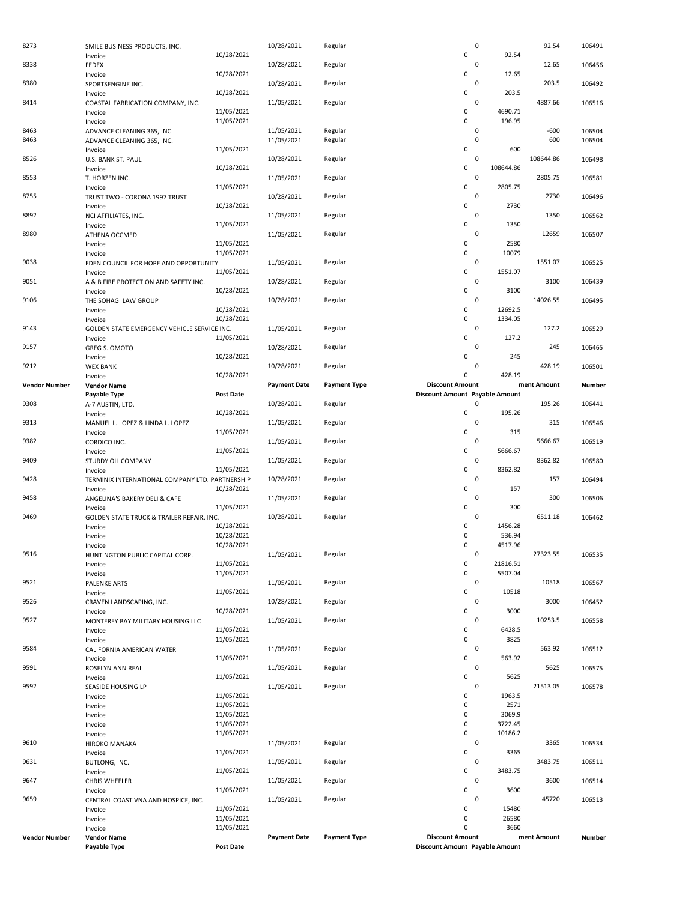| Vendor Number | Vendor Name | | Payment Date | Payment Type | Discount Amount | ment Amount | Number |
|---|---|---|---|---|---|---|---|
| | Payable Type | Post Date | | | Discount Amount Payable Amount | | |
| 8273 | SMILE BUSINESS PRODUCTS, INC. | | 10/28/2021 | Regular | 0 | 92.54 | 106491 |
| | Invoice | 10/28/2021 | | | 0 92.54 | | |
| 8338 | FEDEX | | 10/28/2021 | Regular | 0 | 12.65 | 106456 |
| | Invoice | 10/28/2021 | | | 0 12.65 | | |
| 8380 | SPORTSENGINE INC. | | 10/28/2021 | Regular | 0 | 203.5 | 106492 |
| | Invoice | 10/28/2021 | | | 0 203.5 | | |
| 8414 | COASTAL FABRICATION COMPANY, INC. | | 11/05/2021 | Regular | 0 | 4887.66 | 106516 |
| | Invoice | 11/05/2021 | | | 0 4690.71 | | |
| | Invoice | 11/05/2021 | | | 0 196.95 | | |
| 8463 | ADVANCE CLEANING 365, INC. | | 11/05/2021 | Regular | 0 | -600 | 106504 |
| 8463 | ADVANCE CLEANING 365, INC. | | 11/05/2021 | Regular | 0 | 600 | 106504 |
| | Invoice | 11/05/2021 | | | 0 600 | | |
| 8526 | U.S. BANK ST. PAUL | | 10/28/2021 | Regular | 0 | 108644.86 | 106498 |
| | Invoice | 10/28/2021 | | | 0 108644.86 | | |
| 8553 | T. HORZEN INC. | | 11/05/2021 | Regular | 0 | 2805.75 | 106581 |
| | Invoice | 11/05/2021 | | | 0 2805.75 | | |
| 8755 | TRUST TWO - CORONA 1997 TRUST | | 10/28/2021 | Regular | 0 | 2730 | 106496 |
| | Invoice | 10/28/2021 | | | 0 2730 | | |
| 8892 | NCI AFFILIATES, INC. | | 11/05/2021 | Regular | 0 | 1350 | 106562 |
| | Invoice | 11/05/2021 | | | 0 1350 | | |
| 8980 | ATHENA OCCMED | | 11/05/2021 | Regular | 0 | 12659 | 106507 |
| | Invoice | 11/05/2021 | | | 0 2580 | | |
| | Invoice | 11/05/2021 | | | 0 10079 | | |
| 9038 | EDEN COUNCIL FOR HOPE AND OPPORTUNITY | | 11/05/2021 | Regular | 0 | 1551.07 | 106525 |
| | Invoice | 11/05/2021 | | | 0 1551.07 | | |
| 9051 | A & B FIRE PROTECTION AND SAFETY INC. | | 10/28/2021 | Regular | 0 | 3100 | 106439 |
| | Invoice | 10/28/2021 | | | 0 3100 | | |
| 9106 | THE SOHAGI LAW GROUP | | 10/28/2021 | Regular | 0 | 14026.55 | 106495 |
| | Invoice | 10/28/2021 | | | 0 12692.5 | | |
| | Invoice | 10/28/2021 | | | 0 1334.05 | | |
| 9143 | GOLDEN STATE EMERGENCY VEHICLE SERVICE INC. | | 11/05/2021 | Regular | 0 | 127.2 | 106529 |
| | Invoice | 11/05/2021 | | | 0 127.2 | | |
| 9157 | GREG S. OMOTO | | 10/28/2021 | Regular | 0 | 245 | 106465 |
| | Invoice | 10/28/2021 | | | 0 245 | | |
| 9212 | WEX BANK | | 10/28/2021 | Regular | 0 | 428.19 | 106501 |
| | Invoice | 10/28/2021 | | | 0 428.19 | | |
| **Vendor Number** | **Vendor Name** | | **Payment Date** | **Payment Type** | **Discount Amount** | **ment Amount** | **Number** |
| | **Payable Type** | **Post Date** | | | **Discount Amount Payable Amount** | | |
| 9308 | A-7 AUSTIN, LTD. | | 10/28/2021 | Regular | 0 | 195.26 | 106441 |
| | Invoice | 10/28/2021 | | | 0 195.26 | | |
| 9313 | MANUEL L. LOPEZ & LINDA L. LOPEZ | | 11/05/2021 | Regular | 0 | 315 | 106546 |
| | Invoice | 11/05/2021 | | | 0 315 | | |
| 9382 | CORDICO INC. | | 11/05/2021 | Regular | 0 | 5666.67 | 106519 |
| | Invoice | 11/05/2021 | | | 0 5666.67 | | |
| 9409 | STURDY OIL COMPANY | | 11/05/2021 | Regular | 0 | 8362.82 | 106580 |
| | Invoice | 11/05/2021 | | | 0 8362.82 | | |
| 9428 | TERMINIX INTERNATIONAL COMPANY LTD. PARTNERSHIP | | 10/28/2021 | Regular | 0 | 157 | 106494 |
| | Invoice | 10/28/2021 | | | 0 157 | | |
| 9458 | ANGELINA'S BAKERY DELI & CAFE | | 11/05/2021 | Regular | 0 | 300 | 106506 |
| | Invoice | 11/05/2021 | | | 0 300 | | |
| 9469 | GOLDEN STATE TRUCK & TRAILER REPAIR, INC. | | 10/28/2021 | Regular | 0 | 6511.18 | 106462 |
| | Invoice | 10/28/2021 | | | 0 1456.28 | | |
| | Invoice | 10/28/2021 | | | 0 536.94 | | |
| | Invoice | 10/28/2021 | | | 0 4517.96 | | |
| 9516 | HUNTINGTON PUBLIC CAPITAL CORP. | | 11/05/2021 | Regular | 0 | 27323.55 | 106535 |
| | Invoice | 11/05/2021 | | | 0 21816.51 | | |
| | Invoice | 11/05/2021 | | | 0 5507.04 | | |
| 9521 | PALENKE ARTS | | 11/05/2021 | Regular | 0 | 10518 | 106567 |
| | Invoice | 11/05/2021 | | | 0 10518 | | |
| 9526 | CRAVEN LANDSCAPING, INC. | | 10/28/2021 | Regular | 0 | 3000 | 106452 |
| | Invoice | 10/28/2021 | | | 0 3000 | | |
| 9527 | MONTEREY BAY MILITARY HOUSING LLC | | 11/05/2021 | Regular | 0 | 10253.5 | 106558 |
| | Invoice | 11/05/2021 | | | 0 6428.5 | | |
| | Invoice | 11/05/2021 | | | 0 3825 | | |
| 9584 | CALIFORNIA AMERICAN WATER | | 11/05/2021 | Regular | 0 | 563.92 | 106512 |
| | Invoice | 11/05/2021 | | | 0 563.92 | | |
| 9591 | ROSELYN ANN REAL | | 11/05/2021 | Regular | 0 | 5625 | 106575 |
| | Invoice | 11/05/2021 | | | 0 5625 | | |
| 9592 | SEASIDE HOUSING LP | | 11/05/2021 | Regular | 0 | 21513.05 | 106578 |
| | Invoice | 11/05/2021 | | | 0 1963.5 | | |
| | Invoice | 11/05/2021 | | | 0 2571 | | |
| | Invoice | 11/05/2021 | | | 0 3069.9 | | |
| | Invoice | 11/05/2021 | | | 0 3722.45 | | |
| | Invoice | 11/05/2021 | | | 0 10186.2 | | |
| 9610 | HIROKO MANAKA | | 11/05/2021 | Regular | 0 | 3365 | 106534 |
| | Invoice | 11/05/2021 | | | 0 3365 | | |
| 9631 | BUTLONG, INC. | | 11/05/2021 | Regular | 0 | 3483.75 | 106511 |
| | Invoice | 11/05/2021 | | | 0 3483.75 | | |
| 9647 | CHRIS WHEELER | | 11/05/2021 | Regular | 0 | 3600 | 106514 |
| | Invoice | 11/05/2021 | | | 0 3600 | | |
| 9659 | CENTRAL COAST VNA AND HOSPICE, INC. | | 11/05/2021 | Regular | 0 | 45720 | 106513 |
| | Invoice | 11/05/2021 | | | 0 15480 | | |
| | Invoice | 11/05/2021 | | | 0 26580 | | |
| | Invoice | 11/05/2021 | | | 0 3660 | | |
| **Vendor Number** | **Vendor Name** | | **Payment Date** | **Payment Type** | **Discount Amount** | **ment Amount** | **Number** |
| | **Payable Type** | **Post Date** | | | **Discount Amount Payable Amount** | | |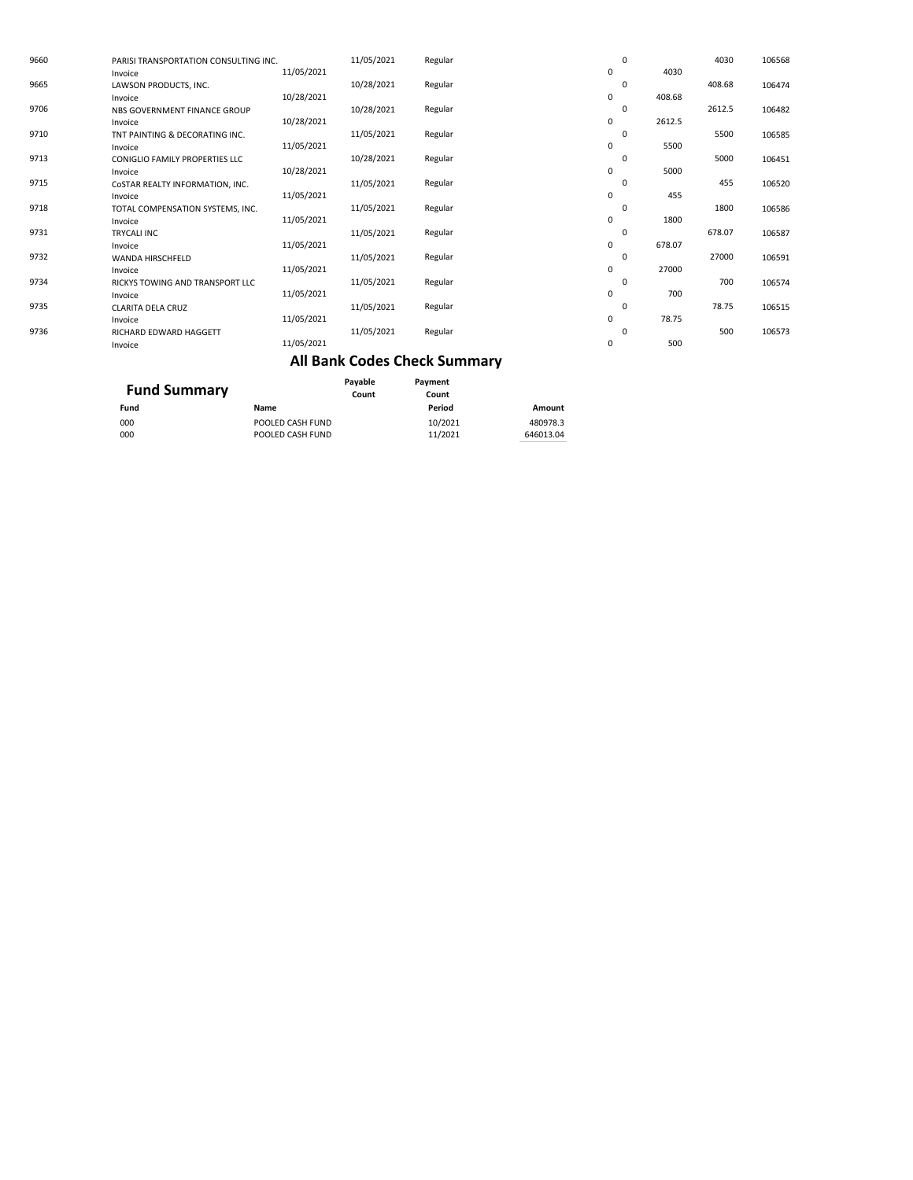| | | | | | | | | |
|---|---|---|---|---|---|---|---|---|
| 9660 | PARISI TRANSPORTATION CONSULTING INC. | | 11/05/2021 | Regular | 0 | | 4030 | 106568 |
| | Invoice | 11/05/2021 | | | 0 | 4030 | | |
| 9665 | LAWSON PRODUCTS, INC. | | 10/28/2021 | Regular | 0 | | 408.68 | 106474 |
| | Invoice | 10/28/2021 | | | 0 | 408.68 | | |
| 9706 | NBS GOVERNMENT FINANCE GROUP | | 10/28/2021 | Regular | 0 | | 2612.5 | 106482 |
| | Invoice | 10/28/2021 | | | 0 | 2612.5 | | |
| 9710 | TNT PAINTING & DECORATING INC. | | 11/05/2021 | Regular | 0 | | 5500 | 106585 |
| | Invoice | 11/05/2021 | | | 0 | 5500 | | |
| 9713 | CONIGLIO FAMILY PROPERTIES LLC | | 10/28/2021 | Regular | 0 | | 5000 | 106451 |
| | Invoice | 10/28/2021 | | | 0 | 5000 | | |
| 9715 | CoSTAR REALTY INFORMATION, INC. | | 11/05/2021 | Regular | 0 | | 455 | 106520 |
| | Invoice | 11/05/2021 | | | 0 | 455 | | |
| 9718 | TOTAL COMPENSATION SYSTEMS, INC. | | 11/05/2021 | Regular | 0 | | 1800 | 106586 |
| | Invoice | 11/05/2021 | | | 0 | 1800 | | |
| 9731 | TRYCALI INC | | 11/05/2021 | Regular | 0 | | 678.07 | 106587 |
| | Invoice | 11/05/2021 | | | 0 | 678.07 | | |
| 9732 | WANDA HIRSCHFELD | | 11/05/2021 | Regular | 0 | | 27000 | 106591 |
| | Invoice | 11/05/2021 | | | 0 | 27000 | | |
| 9734 | RICKYS TOWING AND TRANSPORT LLC | | 11/05/2021 | Regular | 0 | | 700 | 106574 |
| | Invoice | 11/05/2021 | | | 0 | 700 | | |
| 9735 | CLARITA DELA CRUZ | | 11/05/2021 | Regular | 0 | | 78.75 | 106515 |
| | Invoice | 11/05/2021 | | | 0 | 78.75 | | |
| 9736 | RICHARD EDWARD HAGGETT | | 11/05/2021 | Regular | 0 | | 500 | 106573 |
| | Invoice | 11/05/2021 | | | 0 | 500 | | |

## All Bank Codes Check Summary

### Fund Summary

| Fund | Name | Payable Count | Payment Count / Period | Amount |
|---|---|---|---|---|
| 000 | POOLED CASH FUND | | 10/2021 | 480978.3 |
| 000 | POOLED CASH FUND | | 11/2021 | 646013.04 |